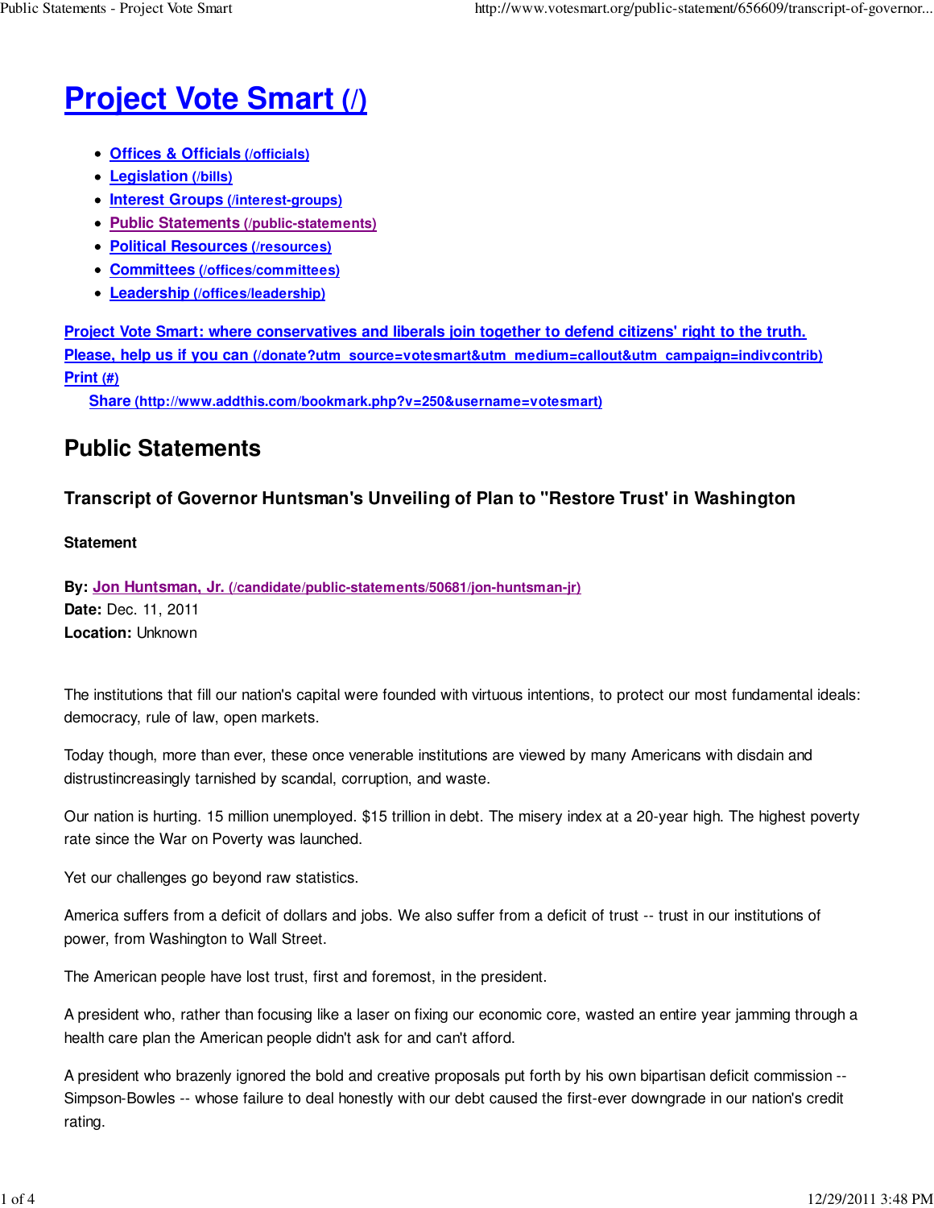# Project Vote Smart (/)

- Offices & Officials (/officials)
- Legislation (/bills)
- Interest Groups (/interest-groups)
- Public Statements (/public-statements)
- Political Resources (/resources)
- Committees (/offices/committees)
- Leadership (/offices/leadership)

Project Vote Smart: where conservatives and liberals join together to defend citizens' right to the truth.
Please, help us if you can (/donate?utm_source=votesmart&utm_medium=callout&utm_campaign=indivcontrib)
Print (#)
Share (http://www.addthis.com/bookmark.php?v=250&username=votesmart)

## Public Statements

### Transcript of Governor Huntsman's Unveiling of Plan to "Restore Trust' in Washington

**Statement**

**By:** Jon Huntsman, Jr. (/candidate/public-statements/50681/jon-huntsman-jr)
**Date:** Dec. 11, 2011
**Location:** Unknown

The institutions that fill our nation's capital were founded with virtuous intentions, to protect our most fundamental ideals: democracy, rule of law, open markets.

Today though, more than ever, these once venerable institutions are viewed by many Americans with disdain and distrustincreasingly tarnished by scandal, corruption, and waste.

Our nation is hurting. 15 million unemployed. $15 trillion in debt. The misery index at a 20-year high. The highest poverty rate since the War on Poverty was launched.

Yet our challenges go beyond raw statistics.

America suffers from a deficit of dollars and jobs. We also suffer from a deficit of trust -- trust in our institutions of power, from Washington to Wall Street.

The American people have lost trust, first and foremost, in the president.

A president who, rather than focusing like a laser on fixing our economic core, wasted an entire year jamming through a health care plan the American people didn't ask for and can't afford.

A president who brazenly ignored the bold and creative proposals put forth by his own bipartisan deficit commission -- Simpson-Bowles -- whose failure to deal honestly with our debt caused the first-ever downgrade in our nation's credit rating.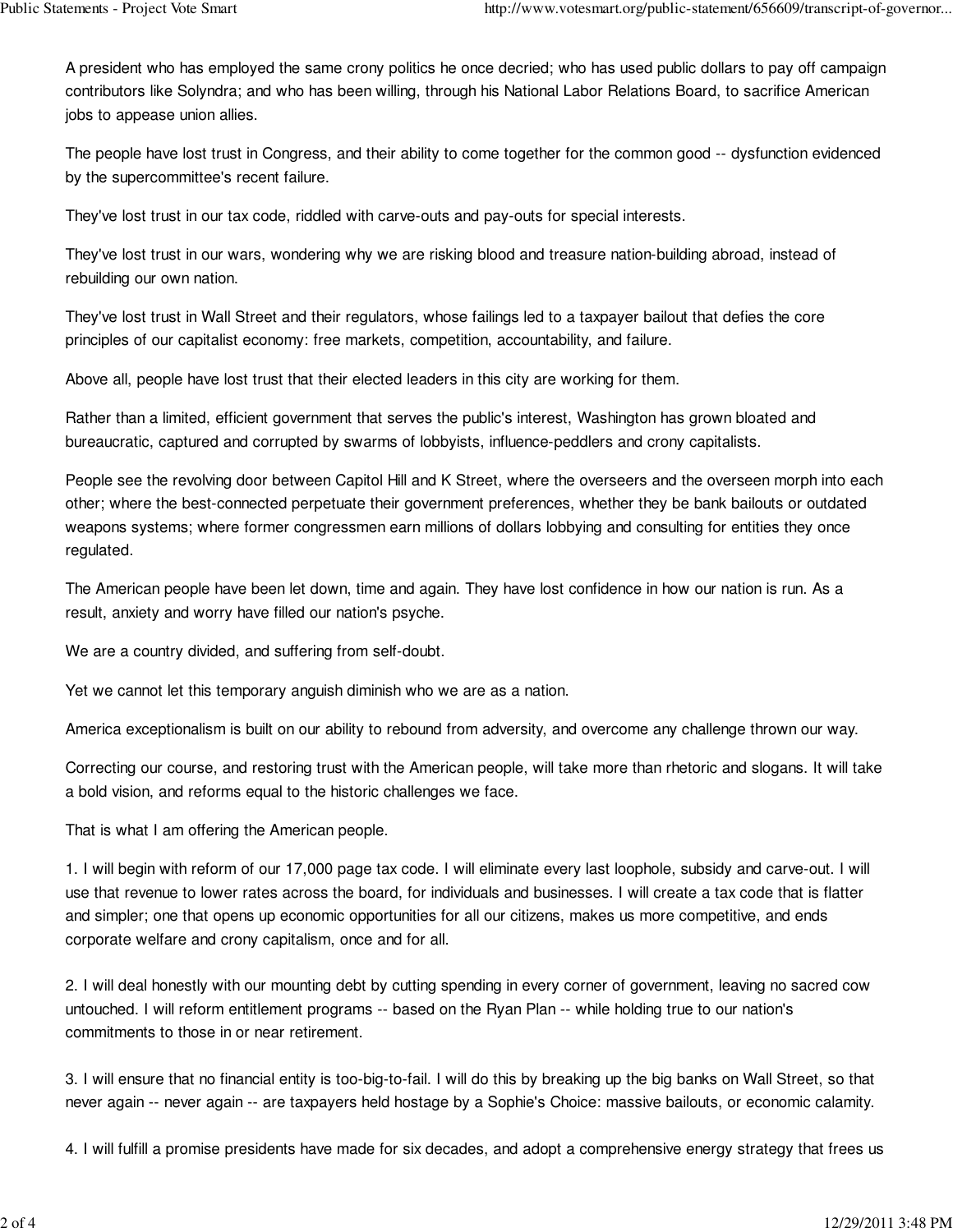A president who has employed the same crony politics he once decried; who has used public dollars to pay off campaign contributors like Solyndra; and who has been willing, through his National Labor Relations Board, to sacrifice American jobs to appease union allies.

The people have lost trust in Congress, and their ability to come together for the common good -- dysfunction evidenced by the supercommittee's recent failure.

They've lost trust in our tax code, riddled with carve-outs and pay-outs for special interests.

They've lost trust in our wars, wondering why we are risking blood and treasure nation-building abroad, instead of rebuilding our own nation.

They've lost trust in Wall Street and their regulators, whose failings led to a taxpayer bailout that defies the core principles of our capitalist economy: free markets, competition, accountability, and failure.

Above all, people have lost trust that their elected leaders in this city are working for them.

Rather than a limited, efficient government that serves the public's interest, Washington has grown bloated and bureaucratic, captured and corrupted by swarms of lobbyists, influence-peddlers and crony capitalists.

People see the revolving door between Capitol Hill and K Street, where the overseers and the overseen morph into each other; where the best-connected perpetuate their government preferences, whether they be bank bailouts or outdated weapons systems; where former congressmen earn millions of dollars lobbying and consulting for entities they once regulated.

The American people have been let down, time and again. They have lost confidence in how our nation is run. As a result, anxiety and worry have filled our nation's psyche.

We are a country divided, and suffering from self-doubt.

Yet we cannot let this temporary anguish diminish who we are as a nation.

America exceptionalism is built on our ability to rebound from adversity, and overcome any challenge thrown our way.

Correcting our course, and restoring trust with the American people, will take more than rhetoric and slogans. It will take a bold vision, and reforms equal to the historic challenges we face.

That is what I am offering the American people.

1. I will begin with reform of our 17,000 page tax code. I will eliminate every last loophole, subsidy and carve-out. I will use that revenue to lower rates across the board, for individuals and businesses. I will create a tax code that is flatter and simpler; one that opens up economic opportunities for all our citizens, makes us more competitive, and ends corporate welfare and crony capitalism, once and for all.

2. I will deal honestly with our mounting debt by cutting spending in every corner of government, leaving no sacred cow untouched. I will reform entitlement programs -- based on the Ryan Plan -- while holding true to our nation's commitments to those in or near retirement.

3. I will ensure that no financial entity is too-big-to-fail. I will do this by breaking up the big banks on Wall Street, so that never again -- never again -- are taxpayers held hostage by a Sophie's Choice: massive bailouts, or economic calamity.

4. I will fulfill a promise presidents have made for six decades, and adopt a comprehensive energy strategy that frees us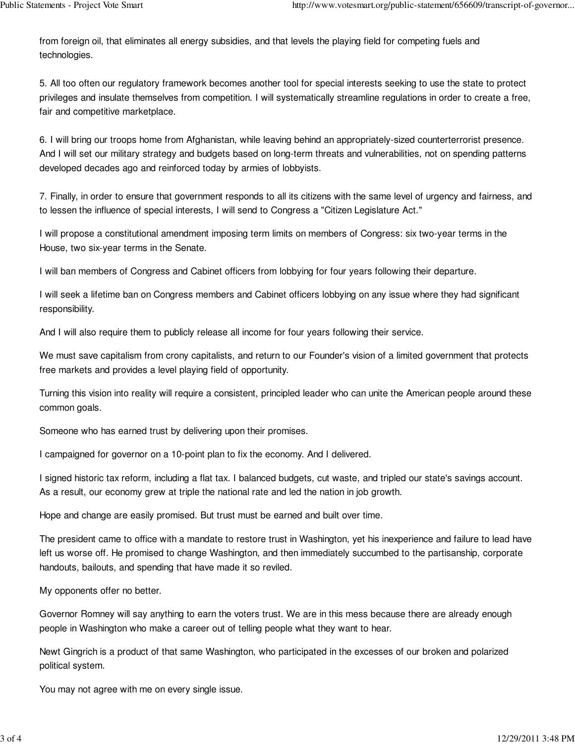from foreign oil, that eliminates all energy subsidies, and that levels the playing field for competing fuels and technologies.

5. All too often our regulatory framework becomes another tool for special interests seeking to use the state to protect privileges and insulate themselves from competition. I will systematically streamline regulations in order to create a free, fair and competitive marketplace.

6. I will bring our troops home from Afghanistan, while leaving behind an appropriately-sized counterterrorist presence. And I will set our military strategy and budgets based on long-term threats and vulnerabilities, not on spending patterns developed decades ago and reinforced today by armies of lobbyists.

7. Finally, in order to ensure that government responds to all its citizens with the same level of urgency and fairness, and to lessen the influence of special interests, I will send to Congress a "Citizen Legislature Act."

I will propose a constitutional amendment imposing term limits on members of Congress: six two-year terms in the House, two six-year terms in the Senate.

I will ban members of Congress and Cabinet officers from lobbying for four years following their departure.

I will seek a lifetime ban on Congress members and Cabinet officers lobbying on any issue where they had significant responsibility.

And I will also require them to publicly release all income for four years following their service.

We must save capitalism from crony capitalists, and return to our Founder's vision of a limited government that protects free markets and provides a level playing field of opportunity.

Turning this vision into reality will require a consistent, principled leader who can unite the American people around these common goals.

Someone who has earned trust by delivering upon their promises.

I campaigned for governor on a 10-point plan to fix the economy. And I delivered.

I signed historic tax reform, including a flat tax. I balanced budgets, cut waste, and tripled our state's savings account. As a result, our economy grew at triple the national rate and led the nation in job growth.

Hope and change are easily promised. But trust must be earned and built over time.

The president came to office with a mandate to restore trust in Washington, yet his inexperience and failure to lead have left us worse off. He promised to change Washington, and then immediately succumbed to the partisanship, corporate handouts, bailouts, and spending that have made it so reviled.

My opponents offer no better.

Governor Romney will say anything to earn the voters trust. We are in this mess because there are already enough people in Washington who make a career out of telling people what they want to hear.

Newt Gingrich is a product of that same Washington, who participated in the excesses of our broken and polarized political system.

You may not agree with me on every single issue.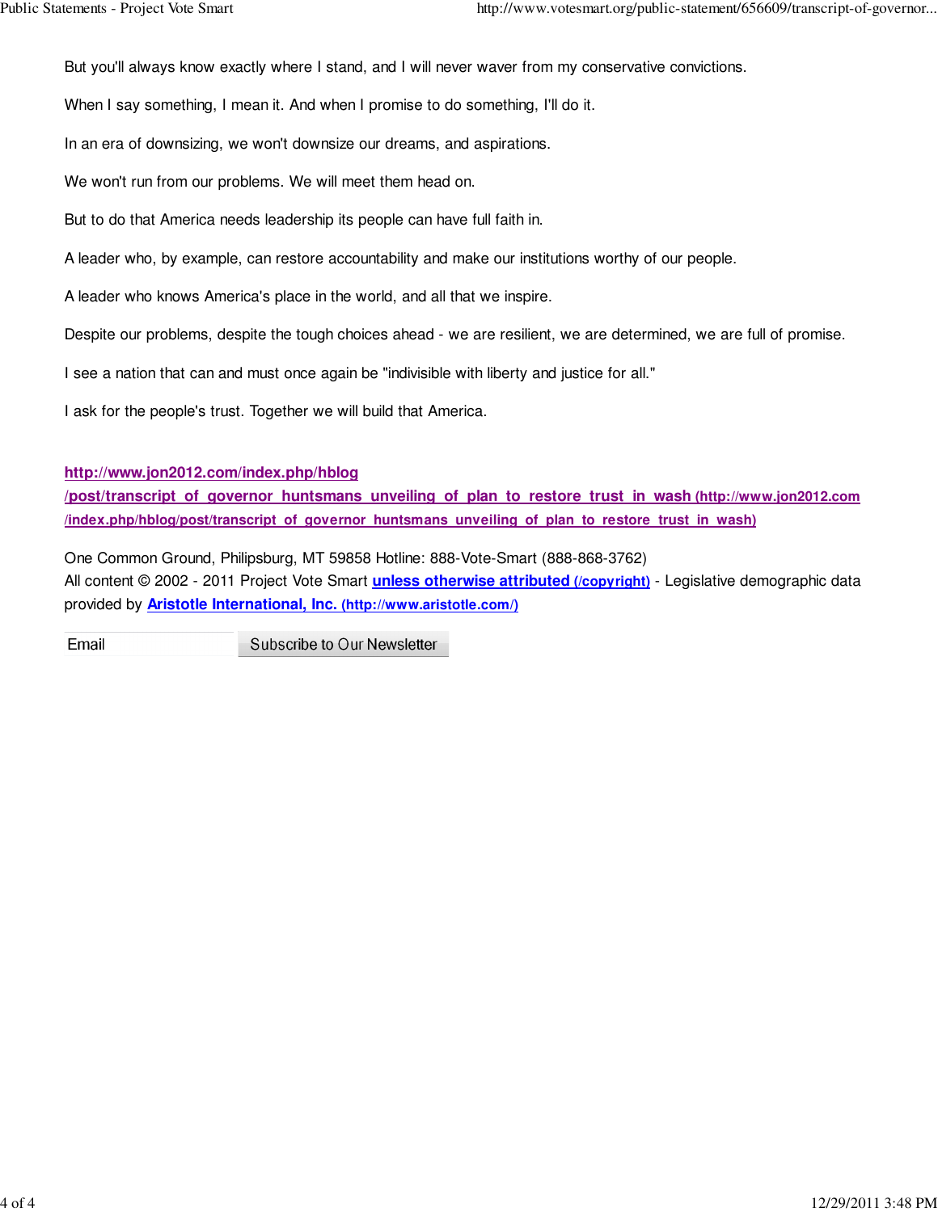But you'll always know exactly where I stand, and I will never waver from my conservative convictions.

When I say something, I mean it. And when I promise to do something, I'll do it.

In an era of downsizing, we won't downsize our dreams, and aspirations.

We won't run from our problems. We will meet them head on.

But to do that America needs leadership its people can have full faith in.

A leader who, by example, can restore accountability and make our institutions worthy of our people.

A leader who knows America's place in the world, and all that we inspire.

Despite our problems, despite the tough choices ahead - we are resilient, we are determined, we are full of promise.

I see a nation that can and must once again be "indivisible with liberty and justice for all."

I ask for the people's trust. Together we will build that America.

**http://www.jon2012.com/index.php/hblog/post/transcript_of_governor_huntsmans_unveiling_of_plan_to_restore_trust_in_wash (http://www.jon2012.com/index.php/hblog/post/transcript_of_governor_huntsmans_unveiling_of_plan_to_restore_trust_in_wash)**

One Common Ground, Philipsburg, MT 59858 Hotline: 888-Vote-Smart (888-868-3762)
All content © 2002 - 2011 Project Vote Smart **unless otherwise attributed (/copyright)** - Legislative demographic data provided by **Aristotle International, Inc. (http://www.aristotle.com/)**

Email | Subscribe to Our Newsletter